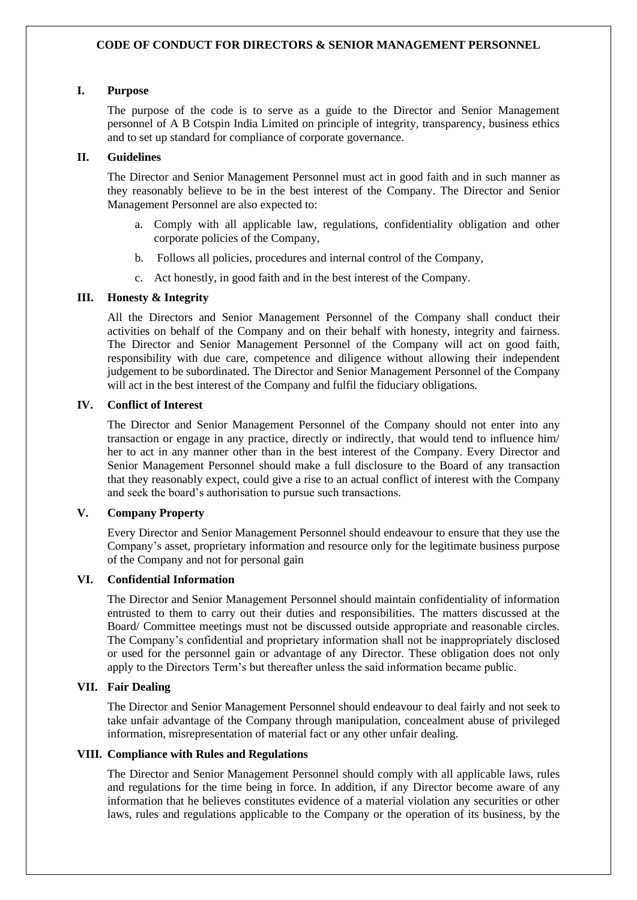# CODE OF CONDUCT FOR DIRECTORS & SENIOR MANAGEMENT PERSONNEL

## I. Purpose

The purpose of the code is to serve as a guide to the Director and Senior Management personnel of A B Cotspin India Limited on principle of integrity, transparency, business ethics and to set up standard for compliance of corporate governance.

## II. Guidelines

The Director and Senior Management Personnel must act in good faith and in such manner as they reasonably believe to be in the best interest of the Company. The Director and Senior Management Personnel are also expected to:

a. Comply with all applicable law, regulations, confidentiality obligation and other corporate policies of the Company,

b. Follows all policies, procedures and internal control of the Company,

c. Act honestly, in good faith and in the best interest of the Company.

## III. Honesty & Integrity

All the Directors and Senior Management Personnel of the Company shall conduct their activities on behalf of the Company and on their behalf with honesty, integrity and fairness. The Director and Senior Management Personnel of the Company will act on good faith, responsibility with due care, competence and diligence without allowing their independent judgement to be subordinated. The Director and Senior Management Personnel of the Company will act in the best interest of the Company and fulfil the fiduciary obligations.

## IV. Conflict of Interest

The Director and Senior Management Personnel of the Company should not enter into any transaction or engage in any practice, directly or indirectly, that would tend to influence him/ her to act in any manner other than in the best interest of the Company. Every Director and Senior Management Personnel should make a full disclosure to the Board of any transaction that they reasonably expect, could give a rise to an actual conflict of interest with the Company and seek the board's authorisation to pursue such transactions.

## V. Company Property

Every Director and Senior Management Personnel should endeavour to ensure that they use the Company's asset, proprietary information and resource only for the legitimate business purpose of the Company and not for personal gain

## VI. Confidential Information

The Director and Senior Management Personnel should maintain confidentiality of information entrusted to them to carry out their duties and responsibilities. The matters discussed at the Board/ Committee meetings must not be discussed outside appropriate and reasonable circles. The Company's confidential and proprietary information shall not be inappropriately disclosed or used for the personnel gain or advantage of any Director. These obligation does not only apply to the Directors Term's but thereafter unless the said information became public.

## VII. Fair Dealing

The Director and Senior Management Personnel should endeavour to deal fairly and not seek to take unfair advantage of the Company through manipulation, concealment abuse of privileged information, misrepresentation of material fact or any other unfair dealing.

## VIII. Compliance with Rules and Regulations

The Director and Senior Management Personnel should comply with all applicable laws, rules and regulations for the time being in force. In addition, if any Director become aware of any information that he believes constitutes evidence of a material violation any securities or other laws, rules and regulations applicable to the Company or the operation of its business, by the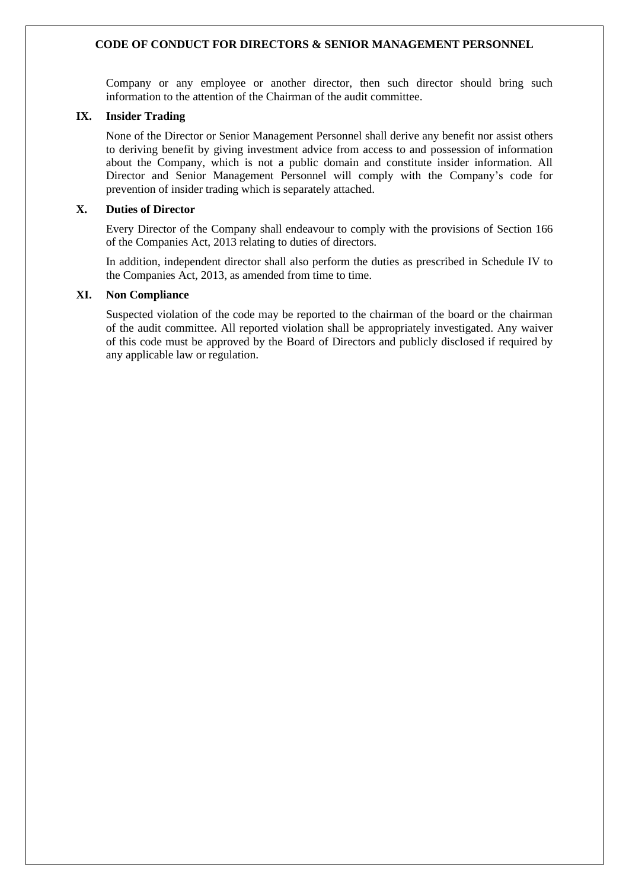Company or any employee or another director, then such director should bring such information to the attention of the Chairman of the audit committee.

## IX. Insider Trading

None of the Director or Senior Management Personnel shall derive any benefit nor assist others to deriving benefit by giving investment advice from access to and possession of information about the Company, which is not a public domain and constitute insider information. All Director and Senior Management Personnel will comply with the Company's code for prevention of insider trading which is separately attached.

## X. Duties of Director

Every Director of the Company shall endeavour to comply with the provisions of Section 166 of the Companies Act, 2013 relating to duties of directors.

In addition, independent director shall also perform the duties as prescribed in Schedule IV to the Companies Act, 2013, as amended from time to time.

## XI. Non Compliance

Suspected violation of the code may be reported to the chairman of the board or the chairman of the audit committee. All reported violation shall be appropriately investigated. Any waiver of this code must be approved by the Board of Directors and publicly disclosed if required by any applicable law or regulation.